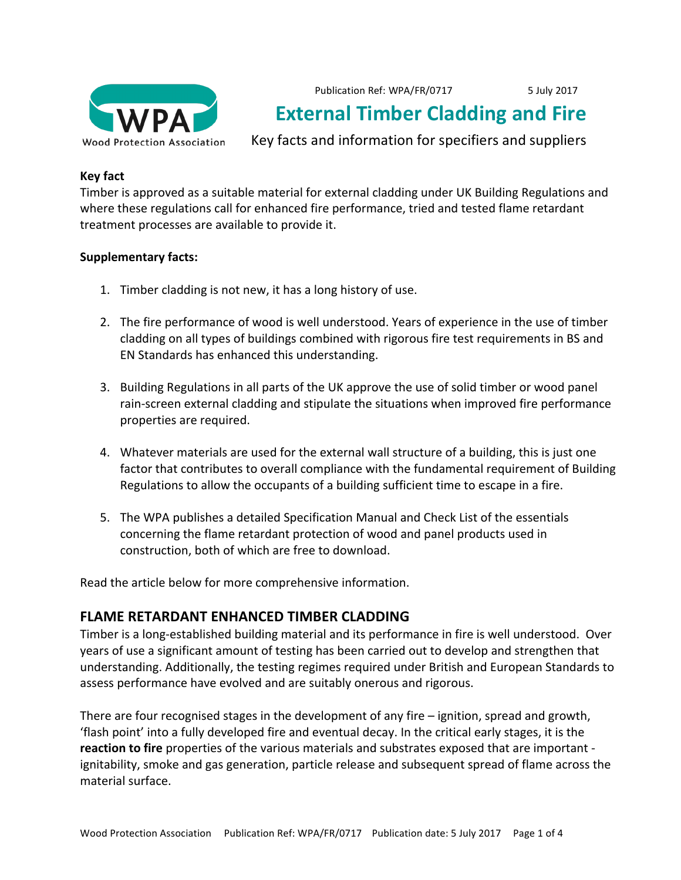Publication Ref: WPA/FR/0717 5 July 2017

# External Timber Cladding and Fire

Key facts and information for specifiers and suppliers

**Key fact**

Timber is approved as a suitable material for external cladding under UK Building Regulations and where these regulations call for enhanced fire performance, tried and tested flame retardant treatment processes are available to provide it.

**Supplementary facts:**

1. Timber cladding is not new, it has a long history of use.
2. The fire performance of wood is well understood. Years of experience in the use of timber cladding on all types of buildings combined with rigorous fire test requirements in BS and EN Standards has enhanced this understanding.
3. Building Regulations in all parts of the UK approve the use of solid timber or wood panel rain-screen external cladding and stipulate the situations when improved fire performance properties are required.
4. Whatever materials are used for the external wall structure of a building, this is just one factor that contributes to overall compliance with the fundamental requirement of Building Regulations to allow the occupants of a building sufficient time to escape in a fire.
5. The WPA publishes a detailed Specification Manual and Check List of the essentials concerning the flame retardant protection of wood and panel products used in construction, both of which are free to download.

Read the article below for more comprehensive information.

## FLAME RETARDANT ENHANCED TIMBER CLADDING

Timber is a long-established building material and its performance in fire is well understood. Over years of use a significant amount of testing has been carried out to develop and strengthen that understanding. Additionally, the testing regimes required under British and European Standards to assess performance have evolved and are suitably onerous and rigorous.

There are four recognised stages in the development of any fire – ignition, spread and growth, 'flash point' into a fully developed fire and eventual decay. In the critical early stages, it is the **reaction to fire** properties of the various materials and substrates exposed that are important - ignitability, smoke and gas generation, particle release and subsequent spread of flame across the material surface.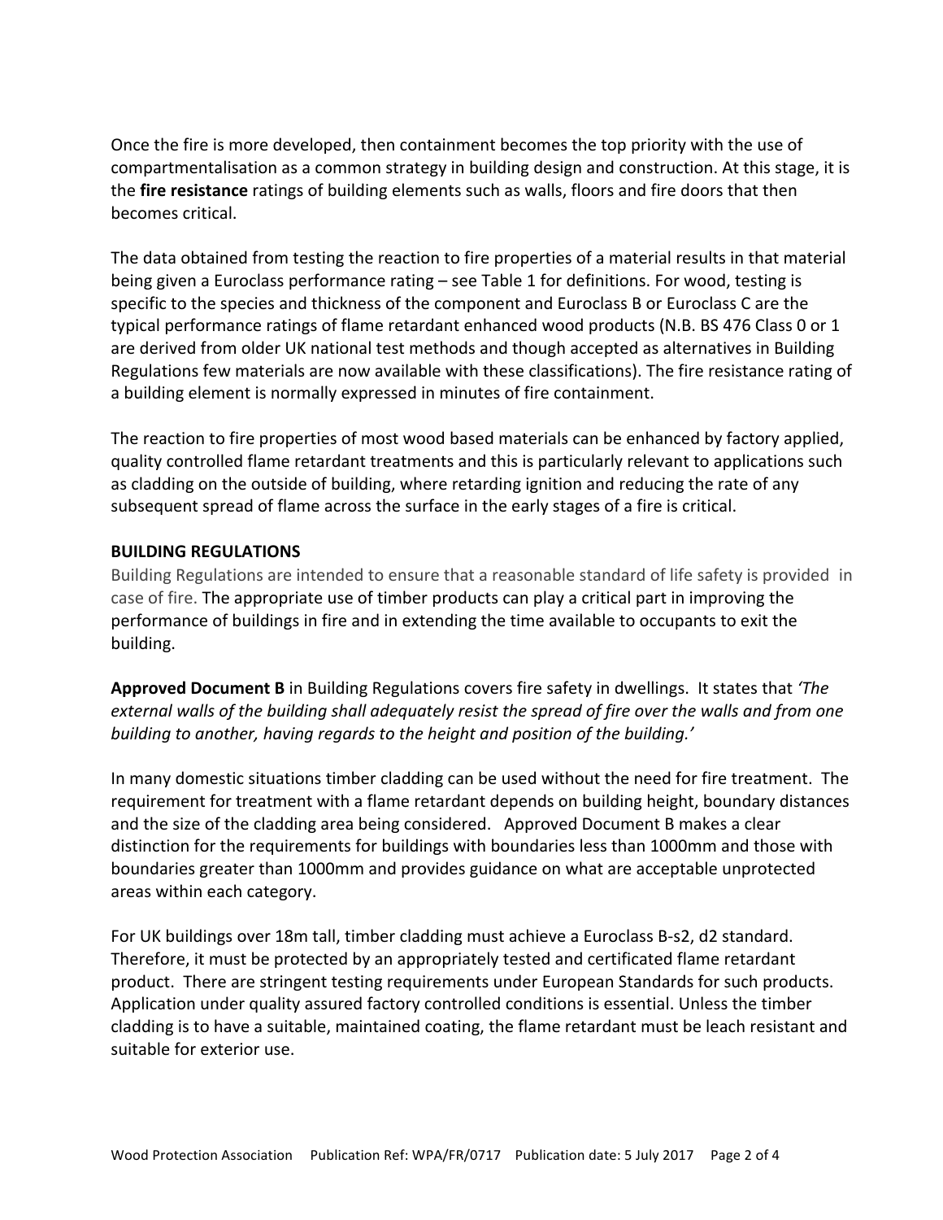Once the fire is more developed, then containment becomes the top priority with the use of compartmentalisation as a common strategy in building design and construction. At this stage, it is the **fire resistance** ratings of building elements such as walls, floors and fire doors that then becomes critical.

The data obtained from testing the reaction to fire properties of a material results in that material being given a Euroclass performance rating – see Table 1 for definitions. For wood, testing is specific to the species and thickness of the component and Euroclass B or Euroclass C are the typical performance ratings of flame retardant enhanced wood products (N.B. BS 476 Class 0 or 1 are derived from older UK national test methods and though accepted as alternatives in Building Regulations few materials are now available with these classifications). The fire resistance rating of a building element is normally expressed in minutes of fire containment.

The reaction to fire properties of most wood based materials can be enhanced by factory applied, quality controlled flame retardant treatments and this is particularly relevant to applications such as cladding on the outside of building, where retarding ignition and reducing the rate of any subsequent spread of flame across the surface in the early stages of a fire is critical.

## BUILDING REGULATIONS

Building Regulations are intended to ensure that a reasonable standard of life safety is provided in case of fire. The appropriate use of timber products can play a critical part in improving the performance of buildings in fire and in extending the time available to occupants to exit the building.

**Approved Document B** in Building Regulations covers fire safety in dwellings. It states that *'The external walls of the building shall adequately resist the spread of fire over the walls and from one building to another, having regards to the height and position of the building.'*

In many domestic situations timber cladding can be used without the need for fire treatment. The requirement for treatment with a flame retardant depends on building height, boundary distances and the size of the cladding area being considered. Approved Document B makes a clear distinction for the requirements for buildings with boundaries less than 1000mm and those with boundaries greater than 1000mm and provides guidance on what are acceptable unprotected areas within each category.

For UK buildings over 18m tall, timber cladding must achieve a Euroclass B-s2, d2 standard. Therefore, it must be protected by an appropriately tested and certificated flame retardant product. There are stringent testing requirements under European Standards for such products. Application under quality assured factory controlled conditions is essential. Unless the timber cladding is to have a suitable, maintained coating, the flame retardant must be leach resistant and suitable for exterior use.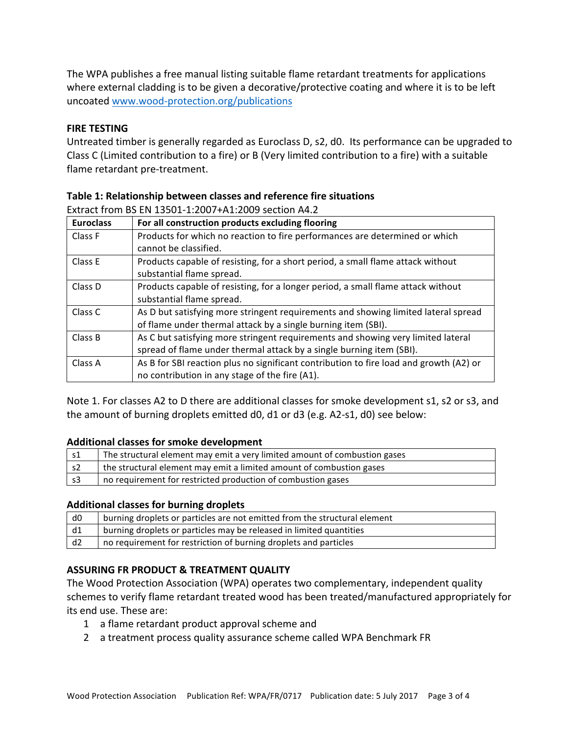The WPA publishes a free manual listing suitable flame retardant treatments for applications where external cladding is to be given a decorative/protective coating and where it is to be left uncoated [www.wood-protection.org/publications](http://www.wood-protection.org/publications)

**FIRE TESTING**

Untreated timber is generally regarded as Euroclass D, s2, d0. Its performance can be upgraded to Class C (Limited contribution to a fire) or B (Very limited contribution to a fire) with a suitable flame retardant pre-treatment.

**Table 1: Relationship between classes and reference fire situations**

Extract from BS EN 13501-1:2007+A1:2009 section A4.2

| **Euroclass** | **For all construction products excluding flooring** |
|---|---|
| Class F | Products for which no reaction to fire performances are determined or which cannot be classified. |
| Class E | Products capable of resisting, for a short period, a small flame attack without substantial flame spread. |
| Class D | Products capable of resisting, for a longer period, a small flame attack without substantial flame spread. |
| Class C | As D but satisfying more stringent requirements and showing limited lateral spread of flame under thermal attack by a single burning item (SBI). |
| Class B | As C but satisfying more stringent requirements and showing very limited lateral spread of flame under thermal attack by a single burning item (SBI). |
| Class A | As B for SBI reaction plus no significant contribution to fire load and growth (A2) or no contribution in any stage of the fire (A1). |

Note 1. For classes A2 to D there are additional classes for smoke development s1, s2 or s3, and the amount of burning droplets emitted d0, d1 or d3 (e.g. A2-s1, d0) see below:

**Additional classes for smoke development**

| | |
|---|---|
| s1 | The structural element may emit a very limited amount of combustion gases |
| s2 | the structural element may emit a limited amount of combustion gases |
| s3 | no requirement for restricted production of combustion gases |

**Additional classes for burning droplets**

| | |
|---|---|
| d0 | burning droplets or particles are not emitted from the structural element |
| d1 | burning droplets or particles may be released in limited quantities |
| d2 | no requirement for restriction of burning droplets and particles |

**ASSURING FR PRODUCT & TREATMENT QUALITY**

The Wood Protection Association (WPA) operates two complementary, independent quality schemes to verify flame retardant treated wood has been treated/manufactured appropriately for its end use. These are:

1. a flame retardant product approval scheme and
2. a treatment process quality assurance scheme called WPA Benchmark FR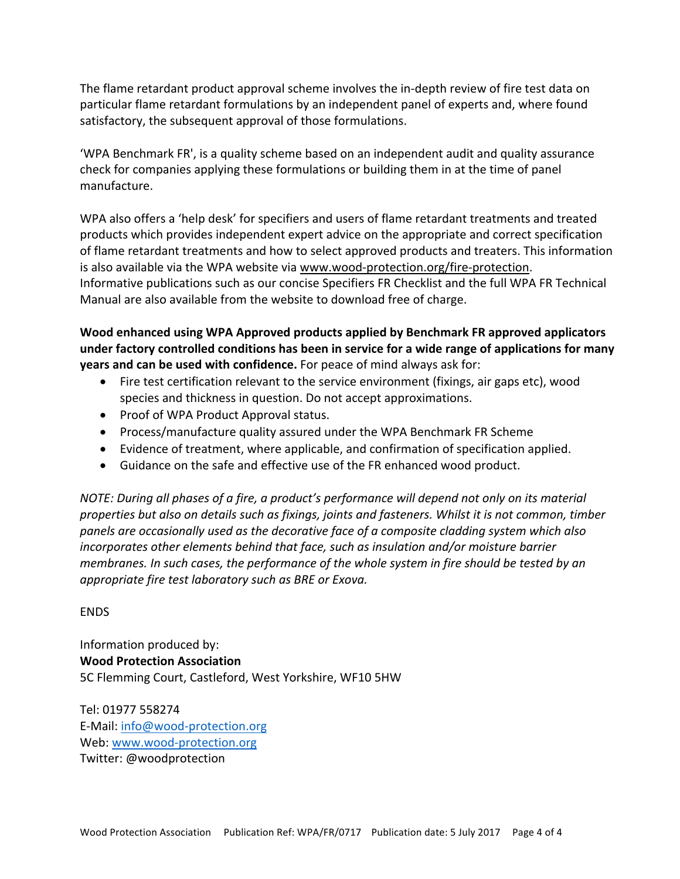The flame retardant product approval scheme involves the in-depth review of fire test data on particular flame retardant formulations by an independent panel of experts and, where found satisfactory, the subsequent approval of those formulations.

'WPA Benchmark FR', is a quality scheme based on an independent audit and quality assurance check for companies applying these formulations or building them in at the time of panel manufacture.

WPA also offers a 'help desk' for specifiers and users of flame retardant treatments and treated products which provides independent expert advice on the appropriate and correct specification of flame retardant treatments and how to select approved products and treaters. This information is also available via the WPA website via www.wood-protection.org/fire-protection. Informative publications such as our concise Specifiers FR Checklist and the full WPA FR Technical Manual are also available from the website to download free of charge.

**Wood enhanced using WPA Approved products applied by Benchmark FR approved applicators under factory controlled conditions has been in service for a wide range of applications for many years and can be used with confidence.** For peace of mind always ask for:

- Fire test certification relevant to the service environment (fixings, air gaps etc), wood species and thickness in question. Do not accept approximations.
- Proof of WPA Product Approval status.
- Process/manufacture quality assured under the WPA Benchmark FR Scheme
- Evidence of treatment, where applicable, and confirmation of specification applied.
- Guidance on the safe and effective use of the FR enhanced wood product.

*NOTE: During all phases of a fire, a product's performance will depend not only on its material properties but also on details such as fixings, joints and fasteners. Whilst it is not common, timber panels are occasionally used as the decorative face of a composite cladding system which also incorporates other elements behind that face, such as insulation and/or moisture barrier membranes. In such cases, the performance of the whole system in fire should be tested by an appropriate fire test laboratory such as BRE or Exova.*

ENDS

Information produced by:
**Wood Protection Association**
5C Flemming Court, Castleford, West Yorkshire, WF10 5HW

Tel: 01977 558274
E-Mail: info@wood-protection.org
Web: www.wood-protection.org
Twitter: @woodprotection

Wood Protection Association Publication Ref: WPA/FR/0717 Publication date: 5 July 2017